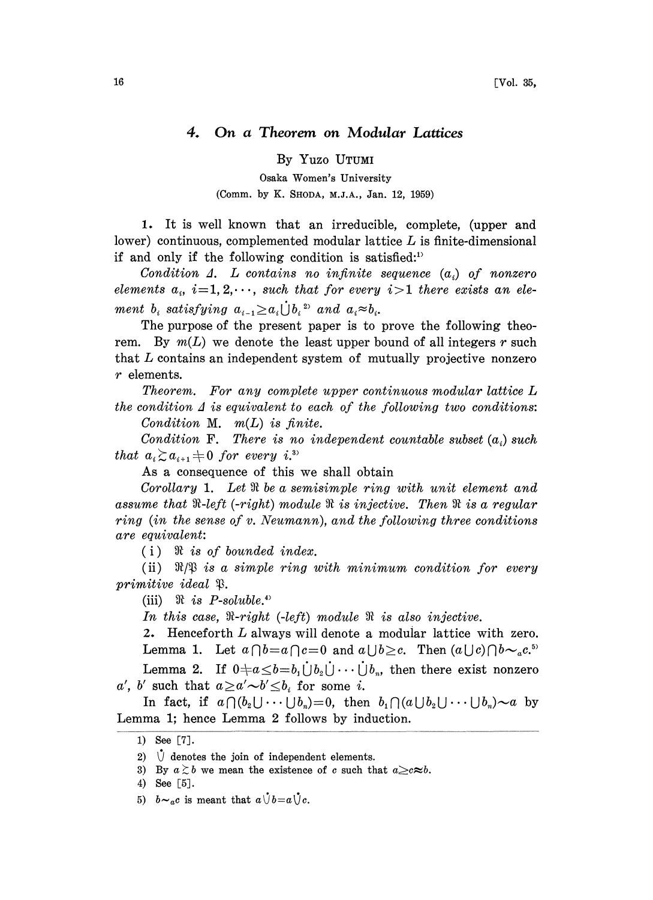# 4. On a Theorem on Modular Lattices

By Yuzo UTUMI

Osaka Women's University

(Comm. by K. SHODA, M.J.A., Jan. 12, 1959)

**1.** It is well known that an irreducible, complete, (upper and lower) continuous, complemented modular lattice $L$ is finite-dimensional if and only if the following condition is satisfied:[1]

*Condition* $\Delta$. *$L$ contains no infinite sequence $(a_i)$ of nonzero elements $a_i$, $i=1,2,\cdots$, such that for every $i>1$ there exists an element $b_i$ satisfying $a_{i-1}\geq a_i \dot{\cup} b_i$*[2] *and $a_i \approx b_i$.*

The purpose of the present paper is to prove the following theorem. By $m(L)$ we denote the least upper bound of all integers $r$ such that $L$ contains an independent system of mutually projective nonzero $r$ elements.

*Theorem. For any complete upper continuous modular lattice $L$ the condition $\Delta$ is equivalent to each of the following two conditions:*

*Condition* M. *$m(L)$ is finite.*

*Condition* F. *There is no independent countable subset $(a_i)$ such that $a_i \gtrsim a_{i+1} \neq 0$ for every $i$.*[3]

As a consequence of this we shall obtain

*Corollary* 1. *Let $\mathfrak{R}$ be a semisimple ring with unit element and assume that $\mathfrak{R}$-left (-right) module $\mathfrak{R}$ is injective. Then $\mathfrak{R}$ is a regular ring (in the sense of v. Neumann), and the following three conditions are equivalent:*

(i) *$\mathfrak{R}$ is of bounded index.*

(ii) *$\mathfrak{R}/\mathfrak{P}$ is a simple ring with minimum condition for every primitive ideal $\mathfrak{P}$.*

(iii) *$\mathfrak{R}$ is P-soluble.*[4]

*In this case, $\mathfrak{R}$-right (-left) module $\mathfrak{R}$ is also injective.*

**2.** Henceforth $L$ always will denote a modular lattice with zero.

Lemma 1. Let $a\cap b=a\cap c=0$ and $a\cup b\geq c$. Then $(a\cup c)\cap b\sim_a c$.[5]

Lemma 2. If $0\neq a\leq b=b_1\dot{\cup} b_2\dot{\cup}\cdots\dot{\cup} b_n$, then there exist nonzero $a'$, $b'$ such that $a\geq a'\sim b'\leq b_i$ for some $i$.

In fact, if $a\cap(b_2\cup\cdots\cup b_n)=0$, then $b_1\cap(a\cup b_2\cup\cdots\cup b_n)\sim a$ by Lemma 1; hence Lemma 2 follows by induction.

---

1) See [7].

2) $\dot{\cup}$ denotes the join of independent elements.

3) By $a\gtrsim b$ we mean the existence of $c$ such that $a\geq c\approx b$.

4) See [5].

5) $b\sim_a c$ is meant that $a\dot{\cup} b=a\dot{\cup} c$.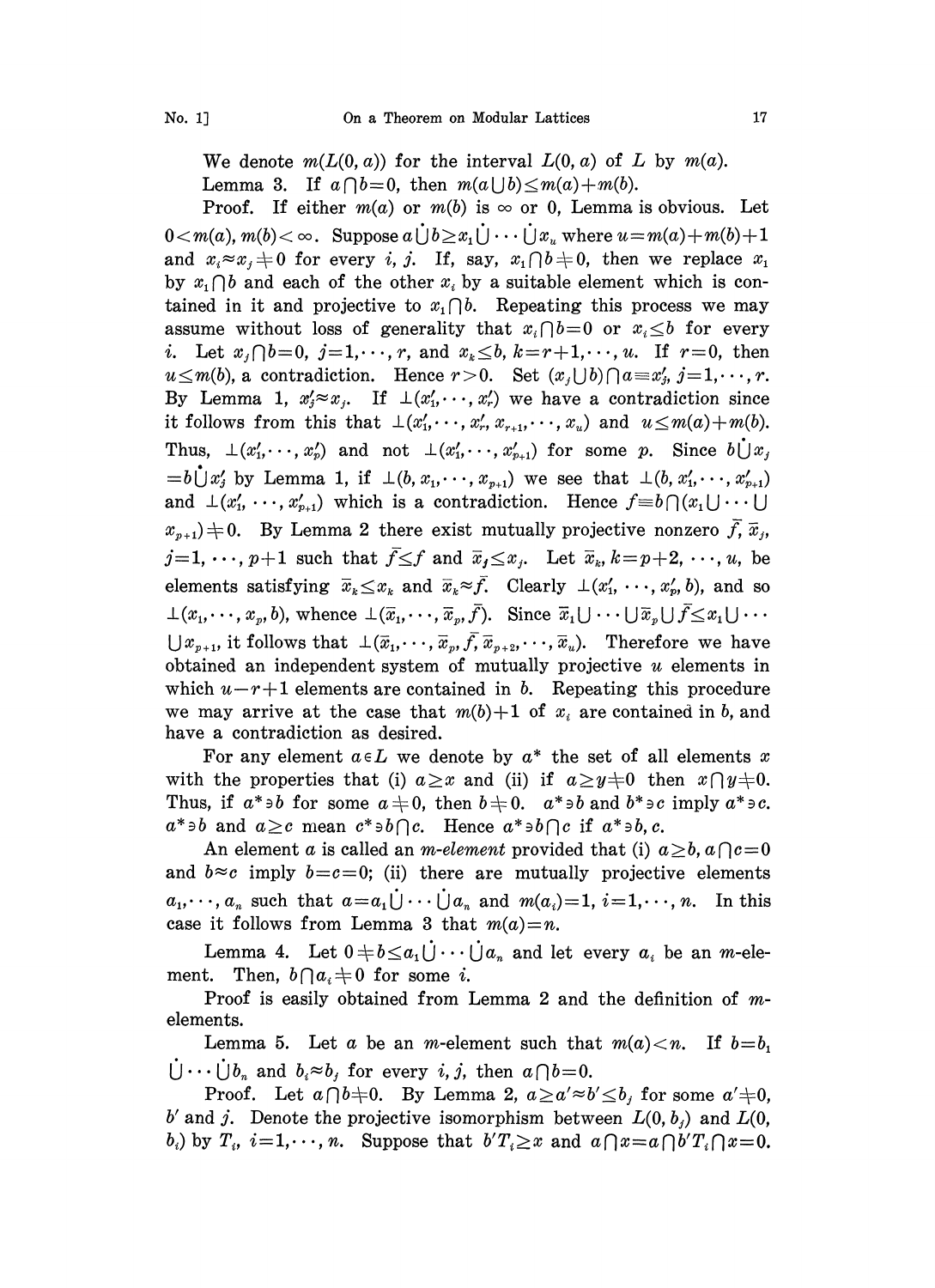We denote $m(L(0, a))$ for the interval $L(0, a)$ of $L$ by $m(a)$.

Lemma 3. If $a \cap b = 0$, then $m(a \cup b) \leq m(a) + m(b)$.

Proof. If either $m(a)$ or $m(b)$ is $\infty$ or 0, Lemma is obvious. Let $0 < m(a), m(b) < \infty$. Suppose $a \dot{\cup} b \geq x_1 \dot{\cup} \cdots \dot{\cup} x_u$ where $u = m(a) + m(b) + 1$ and $x_i \approx x_j \neq 0$ for every $i, j$. If, say, $x_1 \cap b \neq 0$, then we replace $x_1$ by $x_1 \cap b$ and each of the other $x_i$ by a suitable element which is contained in it and projective to $x_1 \cap b$. Repeating this process we may assume without loss of generality that $x_i \cap b = 0$ or $x_i \leq b$ for every $i$. Let $x_j \cap b = 0$, $j = 1, \cdots, r$, and $x_k \leq b$, $k = r+1, \cdots, u$. If $r = 0$, then $u \leq m(b)$, a contradiction. Hence $r > 0$. Set $(x_j \cup b) \cap a \equiv x'_j$, $j = 1, \cdots, r$. By Lemma 1, $x'_j \approx x_j$. If $\perp(x'_1, \cdots, x'_r)$ we have a contradiction since it follows from this that $\perp(x'_1, \cdots, x'_r, x_{r+1}, \cdots, x_u)$ and $u \leq m(a) + m(b)$. Thus, $\perp(x'_1, \cdots, x'_p)$ and not $\perp(x'_1, \cdots, x'_{p+1})$ for some $p$. Since $b \dot{\cup} x_j = b \dot{\cup} x'_j$ by Lemma 1, if $\perp(b, x_1, \cdots, x_{p+1})$ we see that $\perp(b, x'_1, \cdots, x'_{p+1})$ and $\perp(x'_1, \cdots, x'_{p+1})$ which is a contradiction. Hence $f \equiv b \cap (x_1 \cup \cdots \cup x_{p+1}) \neq 0$. By Lemma 2 there exist mutually projective nonzero $\bar{f}, \bar{x}_j$, $j = 1, \cdots, p+1$ such that $\bar{f} \leq f$ and $\bar{x}_j \leq x_j$. Let $\bar{x}_k$, $k = p+2, \cdots, u$, be elements satisfying $\bar{x}_k \leq x_k$ and $\bar{x}_k \approx \bar{f}$. Clearly $\perp(x'_1, \cdots, x'_p, b)$, and so $\perp(x_1, \cdots, x_p, b)$, whence $\perp(\bar{x}_1, \cdots, \bar{x}_p, \bar{f})$. Since $\bar{x}_1 \cup \cdots \cup \bar{x}_p \cup \bar{f} \leq x_1 \cup \cdots \cup x_{p+1}$, it follows that $\perp(\bar{x}_1, \cdots, \bar{x}_p, \bar{f}, \bar{x}_{p+2}, \cdots, \bar{x}_u)$. Therefore we have obtained an independent system of mutually projective $u$ elements in which $u - r + 1$ elements are contained in $b$. Repeating this procedure we may arrive at the case that $m(b) + 1$ of $x_i$ are contained in $b$, and have a contradiction as desired.

For any element $a \in L$ we denote by $a^*$ the set of all elements $x$ with the properties that (i) $a \geq x$ and (ii) if $a \geq y \neq 0$ then $x \cap y \neq 0$. Thus, if $a^* \ni b$ for some $a \neq 0$, then $b \neq 0$. $a^* \ni b$ and $b^* \ni c$ imply $a^* \ni c$. $a^* \ni b$ and $a \geq c$ mean $c^* \ni b \cap c$. Hence $a^* \ni b \cap c$ if $a^* \ni b, c$.

An element $a$ is called an *m-element* provided that (i) $a \geq b$, $a \cap c = 0$ and $b \approx c$ imply $b = c = 0$; (ii) there are mutually projective elements $a_1, \cdots, a_n$ such that $a = a_1 \dot{\cup} \cdots \dot{\cup} a_n$ and $m(a_i) = 1$, $i = 1, \cdots, n$. In this case it follows from Lemma 3 that $m(a) = n$.

Lemma 4. Let $0 \neq b \leq a_1 \dot{\cup} \cdots \dot{\cup} a_n$ and let every $a_i$ be an $m$-element. Then, $b \cap a_i \neq 0$ for some $i$.

Proof is easily obtained from Lemma 2 and the definition of $m$-elements.

Lemma 5. Let $a$ be an $m$-element such that $m(a) < n$. If $b = b_1 \dot{\cup} \cdots \dot{\cup} b_n$ and $b_i \approx b_j$ for every $i, j$, then $a \cap b = 0$.

Proof. Let $a \cap b \neq 0$. By Lemma 2, $a \geq a' \approx b' \leq b_j$ for some $a' \neq 0$, $b'$ and $j$. Denote the projective isomorphism between $L(0, b_j)$ and $L(0, b_i)$ by $T_i$, $i = 1, \cdots, n$. Suppose that $b' T_i \geq x$ and $a \cap x = a \cap b' T_i \cap x = 0$.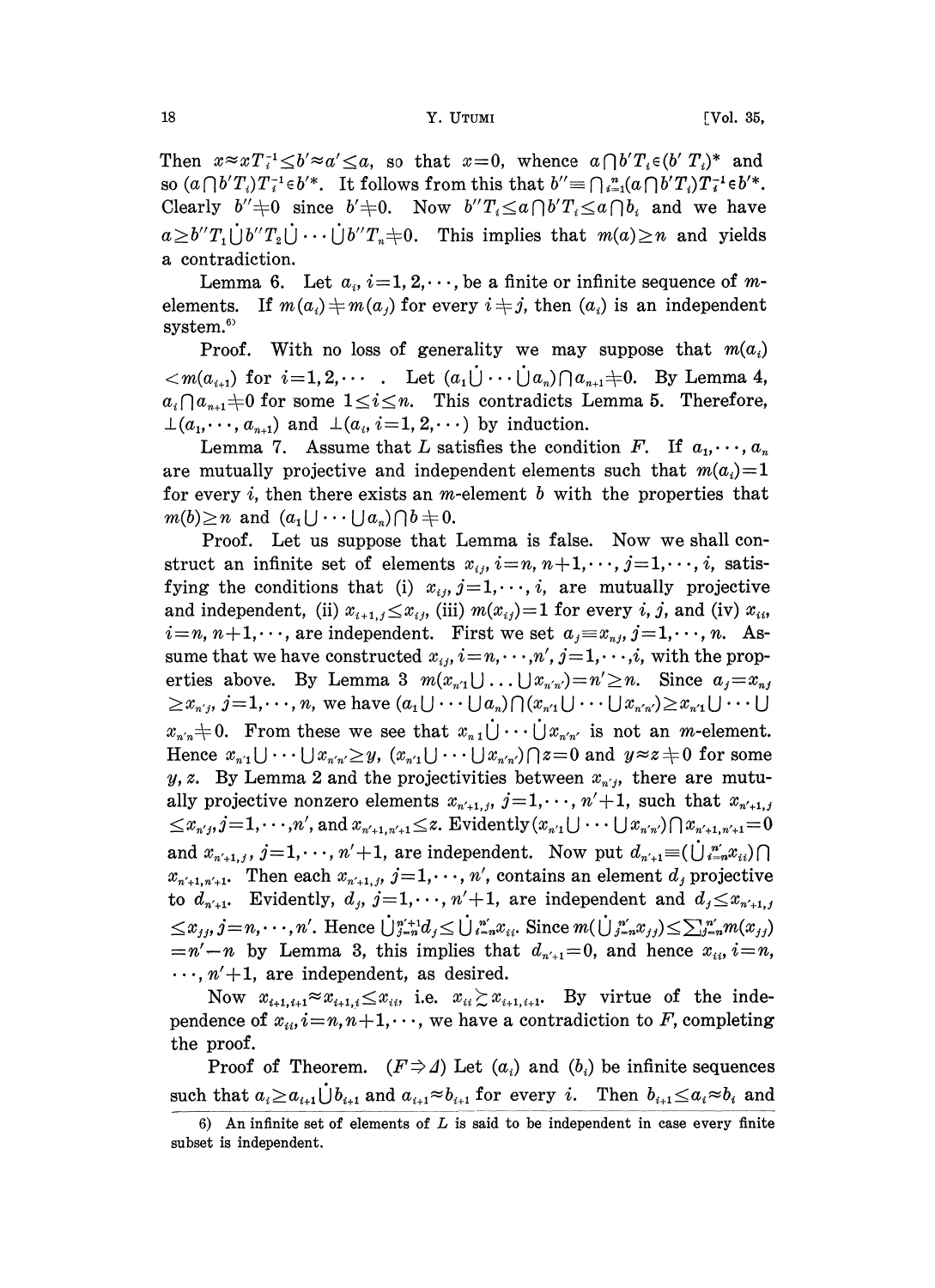Then $x \approx xT_i^{-1} \leq b' \approx a' \leq a$, so that $x=0$, whence $a \cap b'T_i \in (b'T_i)^*$ and so $(a \cap b'T_i)T_i^{-1} \in b'^*$. It follows from this that $b'' \equiv \bigcap_{i=1}^n (a \cap b'T_i)T_i^{-1} \in b'^*$. Clearly $b'' \neq 0$ since $b' \neq 0$. Now $b''T_i \leq a \cap b'T_i \leq a \cap b_i$ and we have $a \geq b''T_1 \dot{\cup} b''T_2 \dot{\cup} \cdots \dot{\cup} b''T_n \neq 0$. This implies that $m(a) \geq n$ and yields a contradiction.

Lemma 6. Let $a_i$, $i=1,2,\cdots$, be a finite or infinite sequence of $m$-elements. If $m(a_i) \neq m(a_j)$ for every $i \neq j$, then $(a_i)$ is an independent system.[6]

Proof. With no loss of generality we may suppose that $m(a_i) < m(a_{i+1})$ for $i=1,2,\cdots$. Let $(a_1 \dot{\cup} \cdots \dot{\cup} a_n) \cap a_{n+1} \neq 0$. By Lemma 4, $a_i \cap a_{n+1} \neq 0$ for some $1 \leq i \leq n$. This contradicts Lemma 5. Therefore, $\perp(a_1,\cdots,a_{n+1})$ and $\perp(a_i, i=1,2,\cdots)$ by induction.

Lemma 7. Assume that $L$ satisfies the condition $F$. If $a_1,\cdots,a_n$ are mutually projective and independent elements such that $m(a_i)=1$ for every $i$, then there exists an $m$-element $b$ with the properties that $m(b) \geq n$ and $(a_1 \cup \cdots \cup a_n) \cap b \neq 0$.

Proof. Let us suppose that Lemma is false. Now we shall construct an infinite set of elements $x_{ij}$, $i=n, n+1,\cdots$, $j=1,\cdots,i$, satisfying the conditions that (i) $x_{ij}$, $j=1,\cdots,i$, are mutually projective and independent, (ii) $x_{i+1,j} \leq x_{ij}$, (iii) $m(x_{ij})=1$ for every $i, j$, and (iv) $x_{ii}$, $i=n, n+1,\cdots$, are independent. First we set $a_j \equiv x_{nj}$, $j=1,\cdots,n$. Assume that we have constructed $x_{ij}$, $i=n,\cdots,n'$, $j=1,\cdots,i$, with the properties above. By Lemma 3 $m(x_{n'1} \cup \ldots \cup x_{n'n'}) = n' \geq n$. Since $a_j = x_{nj} \geq x_{n'j}$, $j=1,\cdots,n$, we have $(a_1 \cup \cdots \cup a_n) \cap (x_{n'1} \cup \cdots \cup x_{n'n'}) \geq x_{n'1} \cup \cdots \cup x_{n'n} \neq 0$. From these we see that $x_{n1} \dot{\cup} \cdots \dot{\cup} x_{n'n'}$ is not an $m$-element. Hence $x_{n'1} \cup \cdots \cup x_{n'n'} \geq y$, $(x_{n'1} \cup \cdots \cup x_{n'n'}) \cap z = 0$ and $y \approx z \neq 0$ for some $y, z$. By Lemma 2 and the projectivities between $x_{n'j}$, there are mutually projective nonzero elements $x_{n'+1,j}$, $j=1,\cdots,n'+1$, such that $x_{n'+1,j} \leq x_{n'j}$, $j=1,\cdots,n'$, and $x_{n'+1,n'+1} \leq z$. Evidently $(x_{n'1} \cup \cdots \cup x_{n'n'}) \cap x_{n'+1,n'+1} = 0$ and $x_{n'+1,j}$, $j=1,\cdots,n'+1$, are independent. Now put $d_{n'+1} \equiv (\dot{\bigcup}_{i=n}^{n'} x_{ii}) \cap x_{n'+1,n'+1}$. Then each $x_{n'+1,j}$, $j=1,\cdots,n'$, contains an element $d_j$ projective to $d_{n'+1}$. Evidently, $d_j$, $j=1,\cdots,n'+1$, are independent and $d_j \leq x_{n'+1,j} \leq x_{jj}$, $j=n,\cdots,n'$. Hence $\dot{\bigcup}_{j=n}^{n'+1} d_j \leq \dot{\bigcup}_{i=n}^{n'} x_{ii}$. Since $m(\dot{\bigcup}_{i=n}^{n'} x_{jj}) \leq \sum_{j=n}^{n'} m(x_{jj}) = n'-n$ by Lemma 3, this implies that $d_{n'+1}=0$, and hence $x_{ii}$, $i=n,\cdots,n'+1$, are independent, as desired.

Now $x_{i+1,i+1} \approx x_{i+1,i} \leq x_{ii}$, i.e. $x_{ii} \gtrsim x_{i+1,i+1}$. By virtue of the independence of $x_{ii}$, $i=n, n+1,\cdots$, we have a contradiction to $F$, completing the proof.

Proof of Theorem. ($F \Rightarrow \Delta$) Let $(a_i)$ and $(b_i)$ be infinite sequences such that $a_i \geq a_{i+1} \dot{\cup} b_{i+1}$ and $a_{i+1} \approx b_{i+1}$ for every $i$. Then $b_{i+1} \leq a_i \approx b_i$ and

6) An infinite set of elements of $L$ is said to be independent in case every finite subset is independent.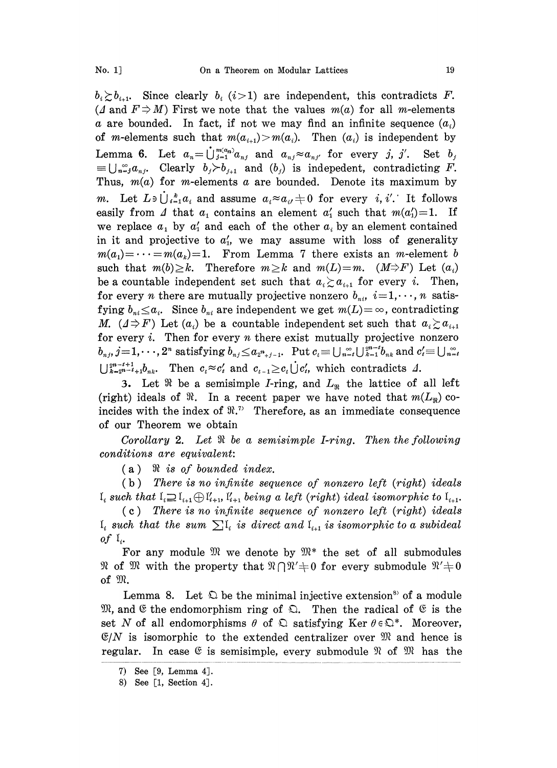$b_i \gtrsim b_{i+1}$. Since clearly $b_i$ $(i>1)$ are independent, this contradicts $F$. ($\Delta$ and $F \Rightarrow M$) First we note that the values $m(a)$ for all $m$-elements $a$ are bounded. In fact, if not we may find an infinite sequence $(a_i)$ of $m$-elements such that $m(a_{i+1}) > m(a_i)$. Then $(a_i)$ is independent by Lemma 6. Let $a_n = \dot{\bigcup}_{j=1}^{m(a_n)} a_{nj}$ and $a_{nj} \approx a_{nj'}$ for every $j$, $j'$. Set $b_j \equiv \bigcup_{n=j}^{\infty} a_{nj}$. Clearly $b_j \succ b_{j+1}$ and $(b_j)$ is indepedent, contradicting $F$. Thus, $m(a)$ for $m$-elements $a$ are bounded. Denote its maximum by $m$. Let $L \ni \dot{\bigcup}_{i=1}^{k} a_i$ and assume $a_i \approx a_{i'} \neq 0$ for every $i$, $i'$. It follows easily from $\Delta$ that $a_1$ contains an element $a_1'$ such that $m(a_1')=1$. If we replace $a_1$ by $a_1'$ and each of the other $a_i$ by an element contained in it and projective to $a_1'$, we may assume with loss of generality $m(a_1) = \cdots = m(a_k) = 1$. From Lemma 7 there exists an $m$-element $b$ such that $m(b) \geq k$. Therefore $m \geq k$ and $m(L) = m$. ($M \Rightarrow F$) Let $(a_i)$ be a countable independent set such that $a_i \gtrsim a_{i+1}$ for every $i$. Then, for every $n$ there are mutually projective nonzero $b_{ni}$, $i=1,\cdots,n$ satisfying $b_{ni} \leq a_i$. Since $b_{ni}$ are independent we get $m(L) = \infty$, contradicting $M$. ($\Delta \Rightarrow F$) Let $(a_i)$ be a countable independent set such that $a_i \gtrsim a_{i+1}$ for every $i$. Then for every $n$ there exist mutually projective nonzero $b_{nj}$, $j=1,\cdots,2^n$ satisfying $b_{nj} \leq a_{2^n+j-1}$. Put $c_t \equiv \bigcup_{n=t}^{\infty} \bigcup_{k=1}^{2^{n-t}} b_{nk}$ and $c_t' \equiv \bigcup_{n=t}^{\infty} \bigcup_{k=2^{n-t}+1}^{2^{n-t+1}} b_{nk}$. Then $c_t \approx c_t'$ and $c_{t-1} \geq c_t \dot{\cup} c_t'$, which contradicts $\Delta$.

3. Let $\mathfrak{R}$ be a semisimple $I$-ring, and $L_{\mathfrak{R}}$ the lattice of all left (right) ideals of $\mathfrak{R}$. In a recent paper we have noted that $m(L_{\mathfrak{R}})$ coincides with the index of $\mathfrak{R}$.[7] Therefore, as an immediate consequence of our Theorem we obtain

*Corollary* 2. *Let $\mathfrak{R}$ be a semisimple I-ring. Then the following conditions are equivalent*:

(a) *$\mathfrak{R}$ is of bounded index.*

(b) *There is no infinite sequence of nonzero left (right) ideals $\mathfrak{l}_i$ such that $\mathfrak{l}_i \supseteq \mathfrak{l}_{i+1} \oplus \mathfrak{l}_{i+1}'$, $\mathfrak{l}_{i+1}'$ being a left (right) ideal isomorphic to $\mathfrak{l}_{i+1}$.*

(c) *There is no infinite sequence of nonzero left (right) ideals $\mathfrak{l}_i$ such that the sum $\sum \mathfrak{l}_i$ is direct and $\mathfrak{l}_{i+1}$ is isomorphic to a subideal of $\mathfrak{l}_i$.*

For any module $\mathfrak{M}$ we denote by $\mathfrak{M}^*$ the set of all submodules $\mathfrak{N}$ of $\mathfrak{M}$ with the property that $\mathfrak{N} \cap \mathfrak{N}' \neq 0$ for every submodule $\mathfrak{N}' \neq 0$ of $\mathfrak{M}$.

Lemma 8. Let $\mathfrak{Q}$ be the minimal injective extension[8] of a module $\mathfrak{M}$, and $\mathfrak{E}$ the endomorphism ring of $\mathfrak{Q}$. Then the radical of $\mathfrak{E}$ is the set $N$ of all endomorphisms $\theta$ of $\mathfrak{Q}$ satisfying $\operatorname{Ker} \theta \in \mathfrak{Q}^*$. Moreover, $\mathfrak{E}/N$ is isomorphic to the extended centralizer over $\mathfrak{M}$ and hence is regular. In case $\mathfrak{E}$ is semisimple, every submodule $\mathfrak{N}$ of $\mathfrak{M}$ has the

7) See [9, Lemma 4].

8) See [1, Section 4].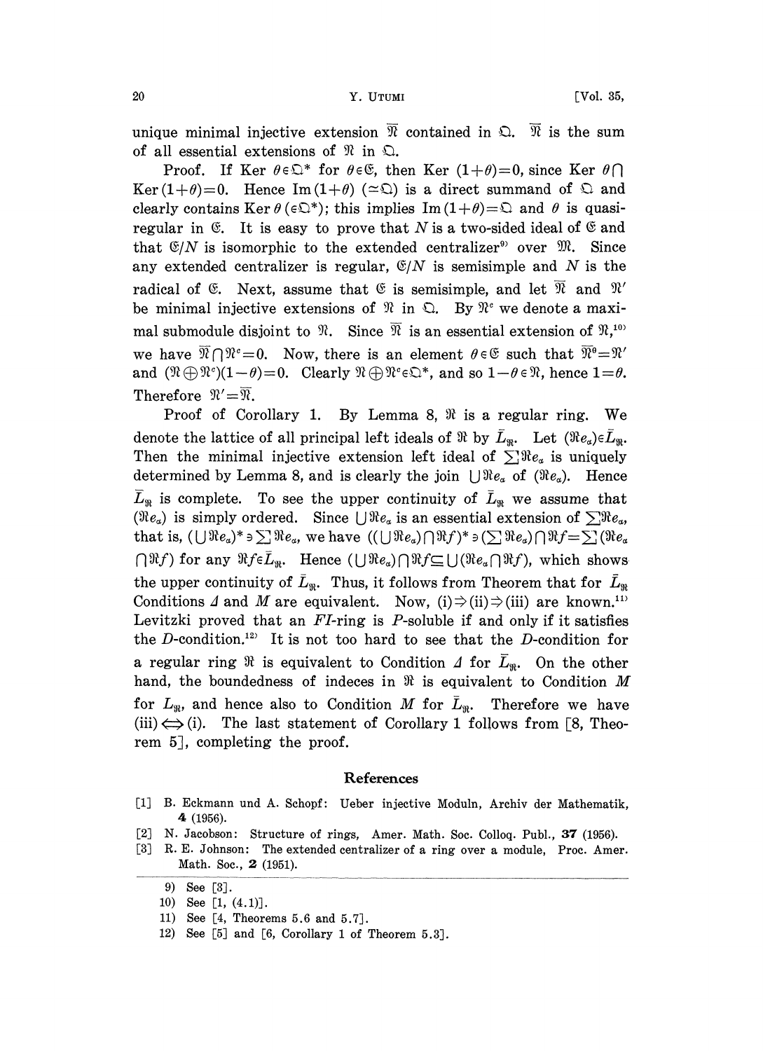unique minimal injective extension $\overline{\mathfrak{N}}$ contained in $\mathfrak{Q}$. $\overline{\mathfrak{N}}$ is the sum of all essential extensions of $\mathfrak{N}$ in $\mathfrak{Q}$.

Proof. If Ker $\theta \in \mathfrak{Q}^*$ for $\theta \in \mathfrak{E}$, then Ker $(1+\theta)=0$, since Ker $\theta \cap$ Ker$(1+\theta)=0$. Hence Im$(1+\theta)$ $(\simeq \mathfrak{Q})$ is a direct summand of $\mathfrak{Q}$ and clearly contains Ker $\theta$ $(\in \mathfrak{Q}^*)$; this implies Im$(1+\theta)=\mathfrak{Q}$ and $\theta$ is quasi-regular in $\mathfrak{E}$. It is easy to prove that $N$ is a two-sided ideal of $\mathfrak{E}$ and that $\mathfrak{E}/N$ is isomorphic to the extended centralizer[9] over $\mathfrak{M}$. Since any extended centralizer is regular, $\mathfrak{E}/N$ is semisimple and $N$ is the radical of $\mathfrak{E}$. Next, assume that $\mathfrak{E}$ is semisimple, and let $\overline{\mathfrak{N}}$ and $\mathfrak{N}'$ be minimal injective extensions of $\mathfrak{N}$ in $\mathfrak{Q}$. By $\mathfrak{N}^c$ we denote a maximal submodule disjoint to $\mathfrak{N}$. Since $\overline{\mathfrak{N}}$ is an essential extension of $\mathfrak{N}$,[10] we have $\overline{\mathfrak{N}} \cap \mathfrak{N}^c=0$. Now, there is an element $\theta \in \mathfrak{E}$ such that $\overline{\mathfrak{N}}^\theta = \mathfrak{N}'$ and $(\mathfrak{N} \oplus \mathfrak{N}^c)(1-\theta)=0$. Clearly $\mathfrak{N} \oplus \mathfrak{N}^c \in \mathfrak{Q}^*$, and so $1-\theta \in \mathfrak{N}$, hence $1=\theta$. Therefore $\mathfrak{N}'=\overline{\mathfrak{N}}$.

Proof of Corollary 1. By Lemma 8, $\mathfrak{R}$ is a regular ring. We denote the lattice of all principal left ideals of $\mathfrak{R}$ by $\bar{L}_{\mathfrak{R}}$. Let $(\mathfrak{R}e_\alpha) \in \bar{L}_{\mathfrak{R}}$. Then the minimal injective extension left ideal of $\sum \mathfrak{R}e_\alpha$ is uniquely determined by Lemma 8, and is clearly the join $\bigcup \mathfrak{R}e_\alpha$ of $(\mathfrak{R}e_\alpha)$. Hence $\bar{L}_{\mathfrak{R}}$ is complete. To see the upper continuity of $\bar{L}_{\mathfrak{R}}$ we assume that $(\mathfrak{R}e_\alpha)$ is simply ordered. Since $\bigcup \mathfrak{R}e_\alpha$ is an essential extension of $\sum \mathfrak{R}e_\alpha$, that is, $(\bigcup \mathfrak{R}e_\alpha)^* \ni \sum \mathfrak{R}e_\alpha$, we have $((\bigcup \mathfrak{R}e_\alpha) \cap \mathfrak{R}f)^* \ni (\sum \mathfrak{R}e_\alpha) \cap \mathfrak{R}f = \sum (\mathfrak{R}e_\alpha \cap \mathfrak{R}f)$ for any $\mathfrak{R}f \in \bar{L}_{\mathfrak{R}}$. Hence $(\bigcup \mathfrak{R}e_\alpha) \cap \mathfrak{R}f \subseteq \bigcup (\mathfrak{R}e_\alpha \cap \mathfrak{R}f)$, which shows the upper continuity of $\bar{L}_{\mathfrak{R}}$. Thus, it follows from Theorem that for $\bar{L}_{\mathfrak{R}}$ Conditions $\Delta$ and $M$ are equivalent. Now, (i)$\Rightarrow$(ii)$\Rightarrow$(iii) are known.[11] Levitzki proved that an *FI*-ring is *P*-soluble if and only if it satisfies the *D*-condition.[12] It is not too hard to see that the *D*-condition for a regular ring $\mathfrak{R}$ is equivalent to Condition $\Delta$ for $\bar{L}_{\mathfrak{R}}$. On the other hand, the boundedness of indeces in $\mathfrak{R}$ is equivalent to Condition $M$ for $L_{\mathfrak{R}}$, and hence also to Condition $M$ for $\bar{L}_{\mathfrak{R}}$. Therefore we have (iii)$\Longleftrightarrow$(i). The last statement of Corollary 1 follows from [8, Theorem 5], completing the proof.

## References

[1] B. Eckmann und A. Schopf: Ueber injective Moduln, Archiv der Mathematik, **4** (1956).

[2] N. Jacobson: Structure of rings, Amer. Math. Soc. Colloq. Publ., **37** (1956).

[3] R. E. Johnson: The extended centralizer of a ring over a module, Proc. Amer. Math. Soc., **2** (1951).

---

9) See [3].

10) See [1, (4.1)].

11) See [4, Theorems 5.6 and 5.7].

12) See [5] and [6, Corollary 1 of Theorem 5.3].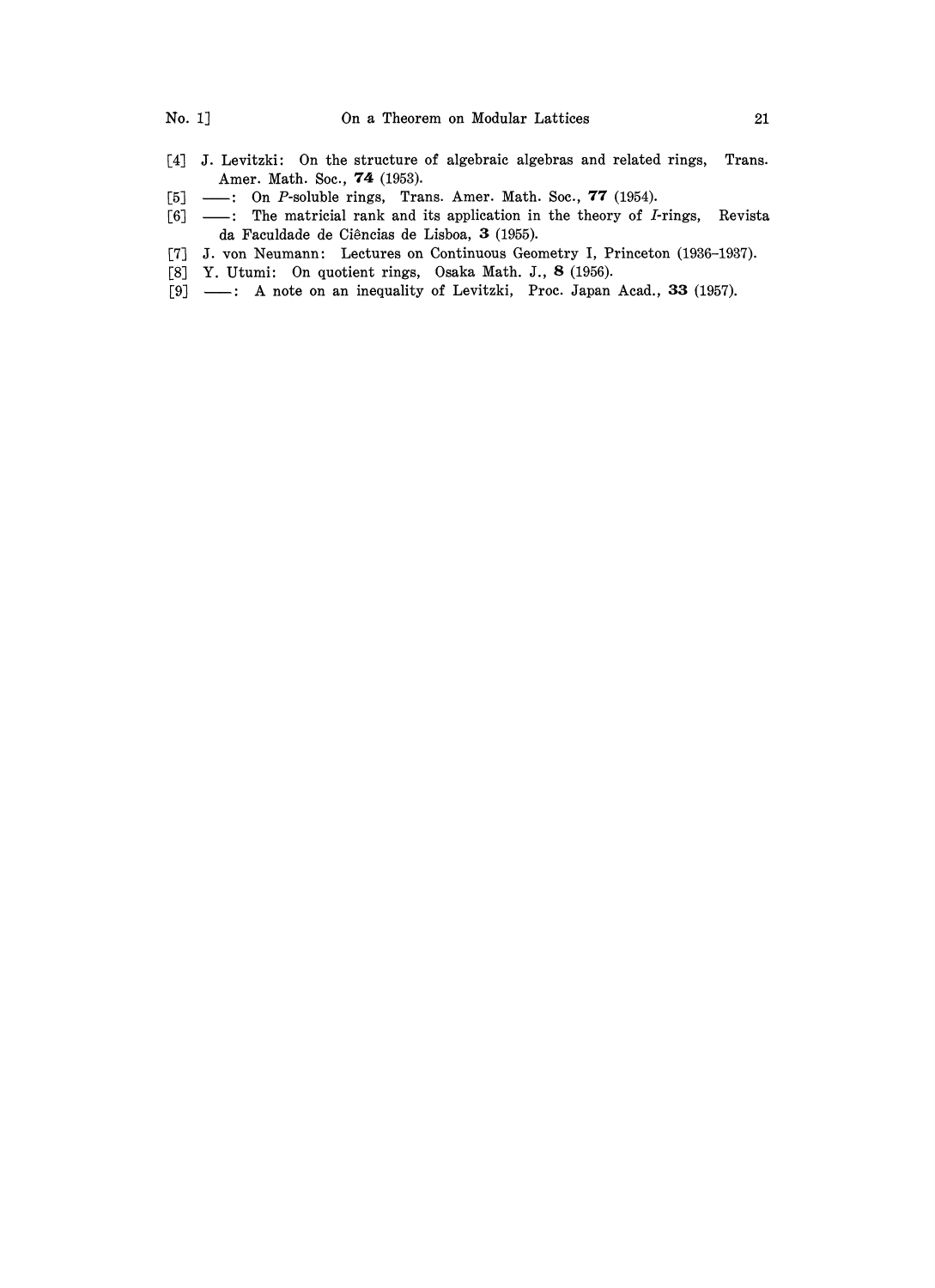[4] J. Levitzki: On the structure of algebraic algebras and related rings, Trans. Amer. Math. Soc., **74** (1953).

[5] ——: On $P$-soluble rings, Trans. Amer. Math. Soc., **77** (1954).

[6] ——: The matricial rank and its application in the theory of $I$-rings, Revista da Faculdade de Ciências de Lisboa, **3** (1955).

[7] J. von Neumann: Lectures on Continuous Geometry I, Princeton (1936–1937).

[8] Y. Utumi: On quotient rings, Osaka Math. J., **8** (1956).

[9] ——: A note on an inequality of Levitzki, Proc. Japan Acad., **33** (1957).